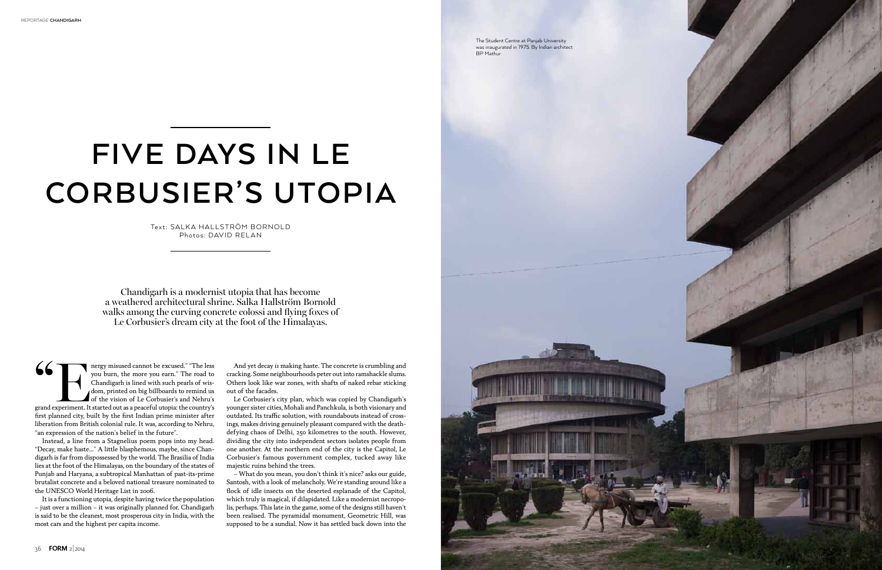# FIVE DAYS IN LE CORBUSIER'S UTOPIA

Text: SALKA HALLSTRÖM BORNOLD
Photos: DAVID RELAN

Chandigarh is a modernist utopia that has become a weathered architectural shrine. Salka Hallström Bornold walks among the curving concrete colossi and flying foxes of Le Corbusier's dream city at the foot of the Himalayas.

"Energy misused cannot be excused." "The less you burn, the more you earn." The road to Chandigarh is lined with such pearls of wisdom, printed on big billboards to remind us of the vision of Le Corbusier's and Nehru's grand experiment. It started out as a peaceful utopia: the country's first planned city, built by the first Indian prime minister after liberation from British colonial rule. It was, according to Nehru, "an expression of the nation's belief in the future".

Instead, a line from a Stagnelius poem pops into my head. "Decay, make haste..." A little blasphemous, maybe, since Chandigarh is far from dispossessed by the world. The Brasilia of India lies at the foot of the Himalayas, on the boundary of the states of Punjab and Haryana, a subtropical Manhattan of past-its-prime brutalist concrete and a beloved national treasure nominated to the UNESCO World Heritage List in 2006.

It is a functioning utopia, despite having twice the population – just over a million – it was originally planned for. Chandigarh is said to be the cleanest, most prosperous city in India, with the most cars and the highest per capita income.

And yet decay *is* making haste. The concrete is crumbling and cracking. Some neighbourhoods peter out into ramshackle slums. Others look like war zones, with shafts of naked rebar sticking out of the facades.

Le Corbusier's city plan, which was copied by Chandigarh's younger sister cities, Mohali and Panchkula, is both visionary and outdated. Its traffic solution, with roundabouts instead of crossings, makes driving genuinely pleasant compared with the death-defying chaos of Delhi, 250 kilometres to the south. However, dividing the city into independent sectors isolates people from one another. At the northern end of the city is the Capitol, Le Corbusier's famous government complex, tucked away like majestic ruins behind the trees.

– What do you mean, you don't think it's nice? asks our guide, Santosh, with a look of melancholy. We're standing around like a flock of idle insects on the deserted esplanade of the Capitol, which truly is magical, if dilapidated. Like a modernist necropolis, perhaps. This late in the game, some of the designs still haven't been realised. The pyramidal monument, Geometric Hill, was supposed to be a sundial. Now it has settled back down into the

The Student Centre at Panjab University was inaugurated in 1975. By Indian architect BP Mathur.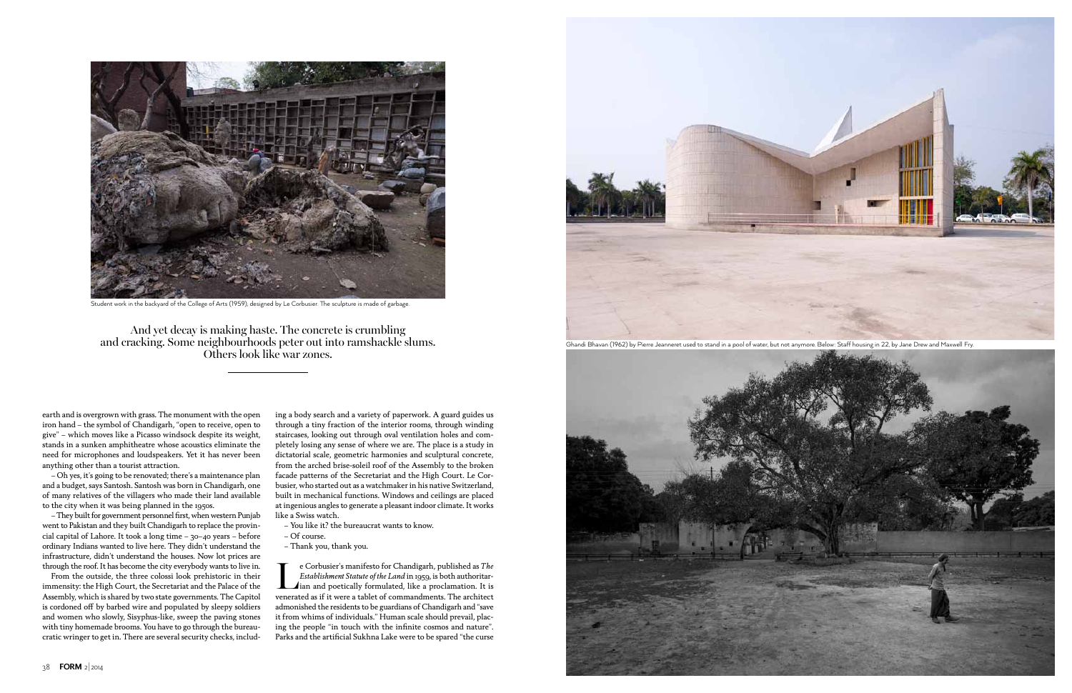Student work in the backyard of the College of Arts (1959), designed by Le Corbusier. The sculpture is made of garbage.

Ghandi Bhavan (1962) by Pierre Jeanneret used to stand in a pool of water, but not anymore. Below: Staff housing in 22, by Jane Drew and Maxwell Fry.

> And yet decay is making haste. The concrete is crumbling and cracking. Some neighbourhoods peter out into ramshackle slums. Others look like war zones.

earth and is overgrown with grass. The monument with the open iron hand – the symbol of Chandigarh, "open to receive, open to give" – which moves like a Picasso windsock despite its weight, stands in a sunken amphitheatre whose acoustics eliminate the need for microphones and loudspeakers. Yet it has never been anything other than a tourist attraction.

– Oh yes, it's going to be renovated; there's a maintenance plan and a budget, says Santosh. Santosh was born in Chandigarh, one of many relatives of the villagers who made their land available to the city when it was being planned in the 1950s.

– They built for government personnel first, when western Punjab went to Pakistan and they built Chandigarh to replace the provincial capital of Lahore. It took a long time – 30–40 years – before ordinary Indians wanted to live here. They didn't understand the infrastructure, didn't understand the houses. Now lot prices are through the roof. It has become the city everybody wants to live in.

From the outside, the three colossi look prehistoric in their immensity: the High Court, the Secretariat and the Palace of the Assembly, which is shared by two state governments. The Capitol is cordoned off by barbed wire and populated by sleepy soldiers and women who slowly, Sisyphus-like, sweep the paving stones with tiny homemade brooms. You have to go through the bureaucratic wringer to get in. There are several security checks, including a body search and a variety of paperwork. A guard guides us through a tiny fraction of the interior rooms, through winding staircases, looking out through oval ventilation holes and completely losing any sense of where we are. The place is a study in dictatorial scale, geometric harmonies and sculptural concrete, from the arched brise-soleil roof of the Assembly to the broken facade patterns of the Secretariat and the High Court. Le Corbusier, who started out as a watchmaker in his native Switzerland, built in mechanical functions. Windows and ceilings are placed at ingenious angles to generate a pleasant indoor climate. It works like a Swiss watch.

– You like it? the bureaucrat wants to know.

– Of course.

– Thank you, thank you.

Le Corbusier's manifesto for Chandigarh, published as *The Establishment Statute of the Land* in 1959, is both authoritarian and poetically formulated, like a proclamation. It is venerated as if it were a tablet of commandments. The architect admonished the residents to be guardians of Chandigarh and "save it from whims of individuals." Human scale should prevail, placing the people "in touch with the infinite cosmos and nature". Parks and the artificial Sukhna Lake were to be spared "the curse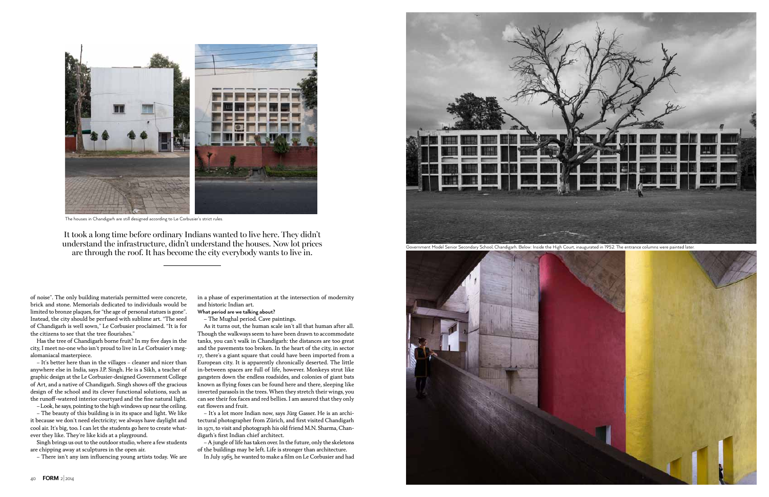The houses in Chandigarh are still designed according to Le Corbusier's strict rules.

It took a long time before ordinary Indians wanted to live here. They didn't understand the infrastructure, didn't understand the houses. Now lot prices are through the roof. It has become the city everybody wants to live in.

of noise". The only building materials permitted were concrete, brick and stone. Memorials dedicated to individuals would be limited to bronze plaques, for "the age of personal statues is gone". Instead, the city should be perfused with sublime art. "The seed of Chandigarh is well sown," Le Corbusier proclaimed. "It is for the citizens to see that the tree flourishes."

Has the tree of Chandigarh borne fruit? In my five days in the city, I meet no-one who isn't proud to live in Le Corbusier's megalomaniacal masterpiece.

– It's better here than in the villages – cleaner and nicer than anywhere else in India, says J.P. Singh. He is a Sikh, a teacher of graphic design at the Le Corbusier-designed Government College of Art, and a native of Chandigarh. Singh shows off the gracious design of the school and its clever functional solutions, such as the runoff-watered interior courtyard and the fine natural light.

– Look, he says, pointing to the high windows up near the ceiling.

– The beauty of this building is in its space and light. We like it because we don't need electricity; we always have daylight and cool air. It's big, too. I can let the students go here to create whatever they like. They're like kids at a playground.

Singh brings us out to the outdoor studio, where a few students are chipping away at sculptures in the open air.

– There isn't any ism influencing young artists today. We are in a phase of experimentation at the intersection of modernity and historic Indian art.

**What period are we talking about?**

– The Mughal period. Cave paintings.

As it turns out, the human scale isn't all that human after all. Though the walkways seem to have been drawn to accommodate tanks, you can't walk in Chandigarh: the distances are too great and the pavements too broken. In the heart of the city, in sector 17, there's a giant square that could have been imported from a European city. It is apparently chronically deserted. The little in-between spaces are full of life, however. Monkeys strut like gangsters down the endless roadsides, and colonies of giant bats known as flying foxes can be found here and there, sleeping like inverted parasols in the trees. When they stretch their wings, you can see their fox faces and red bellies. I am assured that they only eat flowers and fruit.

– It's a lot more Indian now, says Jürg Gasser. He is an architectural photographer from Zürich, and first visited Chandigarh in 1971, to visit and photograph his old friend M.N. Sharma, Chandigarh's first Indian chief architect.

– A jungle of life has taken over. In the future, only the skeletons of the buildings may be left. Life is stronger than architecture.

In July 1965, he wanted to make a film on Le Corbusier and had

Government Model Senior Secondary School, Chandigarh. Below: Inside the High Court, inaugurated in 1952. The entrance columns were painted later.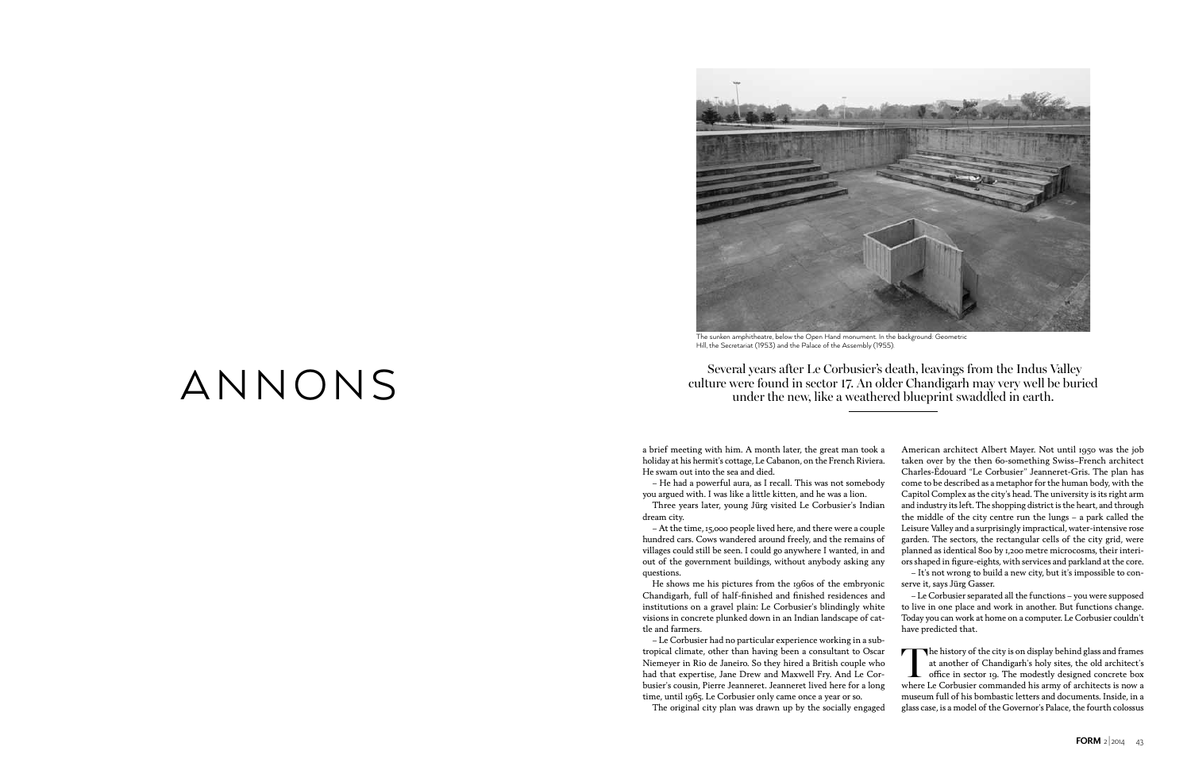ANNONS

The sunken amphitheatre, below the Open Hand monument. In the background: Geometric Hill, the Secretariat (1953) and the Palace of the Assembly (1955).

Several years after Le Corbusier's death, leavings from the Indus Valley culture were found in sector 17. An older Chandigarh may very well be buried under the new, like a weathered blueprint swaddled in earth.

a brief meeting with him. A month later, the great man took a holiday at his hermit's cottage, Le Cabanon, on the French Riviera. He swam out into the sea and died.

– He had a powerful aura, as I recall. This was not somebody you argued with. I was like a little kitten, and he was a lion.

Three years later, young Jürg visited Le Corbusier's Indian dream city.

– At the time, 15,000 people lived here, and there were a couple hundred cars. Cows wandered around freely, and the remains of villages could still be seen. I could go anywhere I wanted, in and out of the government buildings, without anybody asking any questions.

He shows me his pictures from the 1960s of the embryonic Chandigarh, full of half-finished and finished residences and institutions on a gravel plain: Le Corbusier's blindingly white visions in concrete plunked down in an Indian landscape of cattle and farmers.

– Le Corbusier had no particular experience working in a subtropical climate, other than having been a consultant to Oscar Niemeyer in Rio de Janeiro. So they hired a British couple who had that expertise, Jane Drew and Maxwell Fry. And Le Corbusier's cousin, Pierre Jeanneret. Jeanneret lived here for a long time, until 1965. Le Corbusier only came once a year or so.

The original city plan was drawn up by the socially engaged American architect Albert Mayer. Not until 1950 was the job taken over by the then 60-something Swiss–French architect Charles-Édouard "Le Corbusier" Jeanneret-Gris. The plan has come to be described as a metaphor for the human body, with the Capitol Complex as the city's head. The university is its right arm and industry its left. The shopping district is the heart, and through the middle of the city centre run the lungs – a park called the Leisure Valley and a surprisingly impractical, water-intensive rose garden. The sectors, the rectangular cells of the city grid, were planned as identical 800 by 1,200 metre microcosms, their interiors shaped in figure-eights, with services and parkland at the core.

– It's not wrong to build a new city, but it's impossible to conserve it, says Jürg Gasser.

– Le Corbusier separated all the functions – you were supposed to live in one place and work in another. But functions change. Today you can work at home on a computer. Le Corbusier couldn't have predicted that.

The history of the city is on display behind glass and frames at another of Chandigarh's holy sites, the old architect's office in sector 19. The modestly designed concrete box where Le Corbusier commanded his army of architects is now a museum full of his bombastic letters and documents. Inside, in a glass case, is a model of the Governor's Palace, the fourth colossus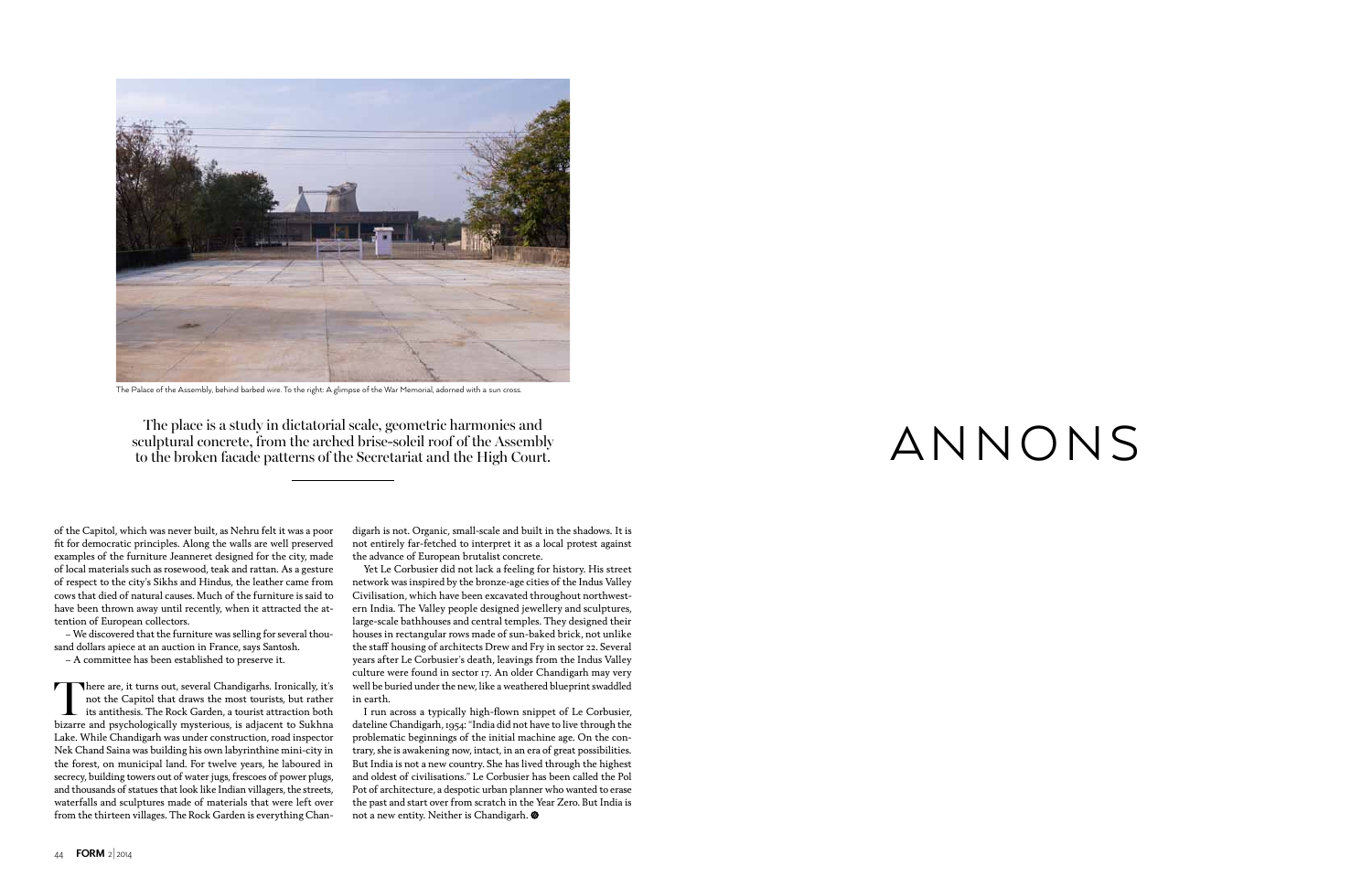The Palace of the Assembly, behind barbed wire. To the right: A glimpse of the War Memorial, adorned with a sun cross.

The place is a study in dictatorial scale, geometric harmonies and sculptural concrete, from the arched brise-soleil roof of the Assembly to the broken facade patterns of the Secretariat and the High Court.

of the Capitol, which was never built, as Nehru felt it was a poor fit for democratic principles. Along the walls are well preserved examples of the furniture Jeanneret designed for the city, made of local materials such as rosewood, teak and rattan. As a gesture of respect to the city's Sikhs and Hindus, the leather came from cows that died of natural causes. Much of the furniture is said to have been thrown away until recently, when it attracted the attention of European collectors.

– We discovered that the furniture was selling for several thousand dollars apiece at an auction in France, says Santosh.

– A committee has been established to preserve it.

There are, it turns out, several Chandigarhs. Ironically, it's not the Capitol that draws the most tourists, but rather its antithesis. The Rock Garden, a tourist attraction both bizarre and psychologically mysterious, is adjacent to Sukhna Lake. While Chandigarh was under construction, road inspector Nek Chand Saina was building his own labyrinthine mini-city in the forest, on municipal land. For twelve years, he laboured in secrecy, building towers out of water jugs, frescoes of power plugs, and thousands of statues that look like Indian villagers, the streets, waterfalls and sculptures made of materials that were left over from the thirteen villages. The Rock Garden is everything Chandigarh is not. Organic, small-scale and built in the shadows. It is not entirely far-fetched to interpret it as a local protest against the advance of European brutalist concrete.

Yet Le Corbusier did not lack a feeling for history. His street network was inspired by the bronze-age cities of the Indus Valley Civilisation, which have been excavated throughout northwestern India. The Valley people designed jewellery and sculptures, large-scale bathhouses and central temples. They designed their houses in rectangular rows made of sun-baked brick, not unlike the staff housing of architects Drew and Fry in sector 22. Several years after Le Corbusier's death, leavings from the Indus Valley culture were found in sector 17. An older Chandigarh may very well be buried under the new, like a weathered blueprint swaddled in earth.

I run across a typically high-flown snippet of Le Corbusier, dateline Chandigarh, 1954: "India did not have to live through the problematic beginnings of the initial machine age. On the contrary, she is awakening now, intact, in an era of great possibilities. But India is not a new country. She has lived through the highest and oldest of civilisations." Le Corbusier has been called the Pol Pot of architecture, a despotic urban planner who wanted to erase the past and start over from scratch in the Year Zero. But India is not a new entity. Neither is Chandigarh.

ANNONS